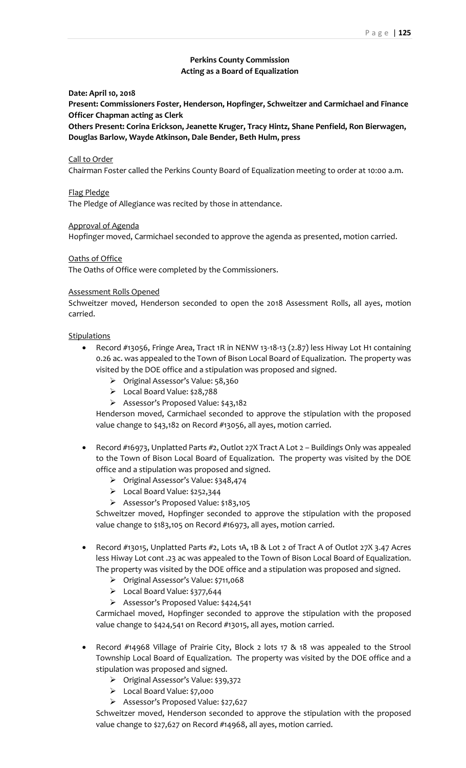# Perkins County Commission
## Acting as a Board of Equalization

**Date: April 10, 2018**

**Present: Commissioners Foster, Henderson, Hopfinger, Schweitzer and Carmichael and Finance Officer Chapman acting as Clerk**

**Others Present: Corina Erickson, Jeanette Kruger, Tracy Hintz, Shane Penfield, Ron Bierwagen, Douglas Barlow, Wayde Atkinson, Dale Bender, Beth Hulm, press**

Call to Order

Chairman Foster called the Perkins County Board of Equalization meeting to order at 10:00 a.m.

Flag Pledge

The Pledge of Allegiance was recited by those in attendance.

Approval of Agenda

Hopfinger moved, Carmichael seconded to approve the agenda as presented, motion carried.

Oaths of Office

The Oaths of Office were completed by the Commissioners.

Assessment Rolls Opened

Schweitzer moved, Henderson seconded to open the 2018 Assessment Rolls, all ayes, motion carried.

Stipulations

- Record #13056, Fringe Area, Tract 1R in NENW 13-18-13 (2.87) less Hiway Lot H1 containing 0.26 ac. was appealed to the Town of Bison Local Board of Equalization. The property was visited by the DOE office and a stipulation was proposed and signed.
  - Original Assessor's Value: 58,360
  - Local Board Value: $28,788
  - Assessor's Proposed Value: $43,182

  Henderson moved, Carmichael seconded to approve the stipulation with the proposed value change to $43,182 on Record #13056, all ayes, motion carried.

- Record #16973, Unplatted Parts #2, Outlot 27X Tract A Lot 2 – Buildings Only was appealed to the Town of Bison Local Board of Equalization. The property was visited by the DOE office and a stipulation was proposed and signed.
  - Original Assessor's Value: $348,474
  - Local Board Value: $252,344
  - Assessor's Proposed Value: $183,105

  Schweitzer moved, Hopfinger seconded to approve the stipulation with the proposed value change to $183,105 on Record #16973, all ayes, motion carried.

- Record #13015, Unplatted Parts #2, Lots 1A, 1B & Lot 2 of Tract A of Outlot 27X 3.47 Acres less Hiway Lot cont .23 ac was appealed to the Town of Bison Local Board of Equalization. The property was visited by the DOE office and a stipulation was proposed and signed.
  - Original Assessor's Value: $711,068
  - Local Board Value: $377,644
  - Assessor's Proposed Value: $424,541

  Carmichael moved, Hopfinger seconded to approve the stipulation with the proposed value change to $424,541 on Record #13015, all ayes, motion carried.

- Record #14968 Village of Prairie City, Block 2 lots 17 & 18 was appealed to the Strool Township Local Board of Equalization. The property was visited by the DOE office and a stipulation was proposed and signed.
  - Original Assessor's Value: $39,372
  - Local Board Value: $7,000
  - Assessor's Proposed Value: $27,627

  Schweitzer moved, Henderson seconded to approve the stipulation with the proposed value change to $27,627 on Record #14968, all ayes, motion carried.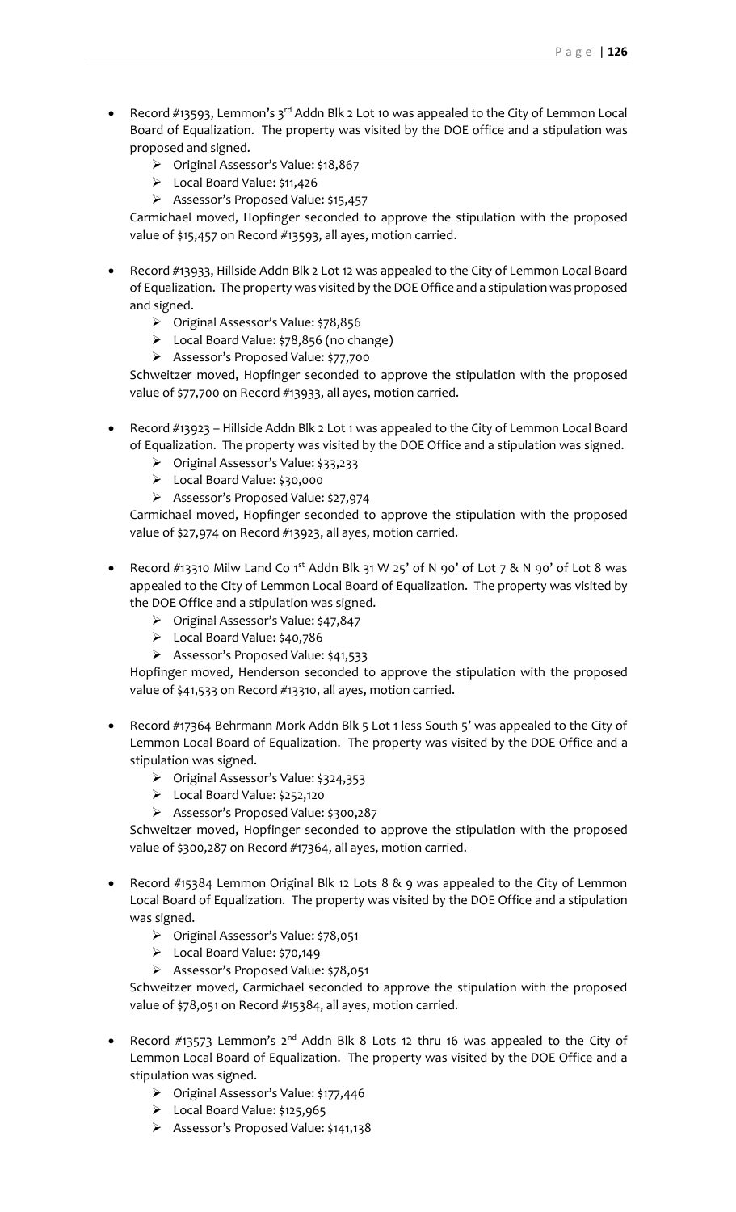- Record #13593, Lemmon's 3rd Addn Blk 2 Lot 10 was appealed to the City of Lemmon Local Board of Equalization. The property was visited by the DOE office and a stipulation was proposed and signed.
  - Original Assessor's Value: $18,867
  - Local Board Value: $11,426
  - Assessor's Proposed Value: $15,457

  Carmichael moved, Hopfinger seconded to approve the stipulation with the proposed value of $15,457 on Record #13593, all ayes, motion carried.

- Record #13933, Hillside Addn Blk 2 Lot 12 was appealed to the City of Lemmon Local Board of Equalization. The property was visited by the DOE Office and a stipulation was proposed and signed.
  - Original Assessor's Value: $78,856
  - Local Board Value: $78,856 (no change)
  - Assessor's Proposed Value: $77,700

  Schweitzer moved, Hopfinger seconded to approve the stipulation with the proposed value of $77,700 on Record #13933, all ayes, motion carried.

- Record #13923 – Hillside Addn Blk 2 Lot 1 was appealed to the City of Lemmon Local Board of Equalization. The property was visited by the DOE Office and a stipulation was signed.
  - Original Assessor's Value: $33,233
  - Local Board Value: $30,000
  - Assessor's Proposed Value: $27,974

  Carmichael moved, Hopfinger seconded to approve the stipulation with the proposed value of $27,974 on Record #13923, all ayes, motion carried.

- Record #13310 Milw Land Co 1st Addn Blk 31 W 25' of N 90' of Lot 7 & N 90' of Lot 8 was appealed to the City of Lemmon Local Board of Equalization. The property was visited by the DOE Office and a stipulation was signed.
  - Original Assessor's Value: $47,847
  - Local Board Value: $40,786
  - Assessor's Proposed Value: $41,533

  Hopfinger moved, Henderson seconded to approve the stipulation with the proposed value of $41,533 on Record #13310, all ayes, motion carried.

- Record #17364 Behrmann Mork Addn Blk 5 Lot 1 less South 5' was appealed to the City of Lemmon Local Board of Equalization. The property was visited by the DOE Office and a stipulation was signed.
  - Original Assessor's Value: $324,353
  - Local Board Value: $252,120
  - Assessor's Proposed Value: $300,287

  Schweitzer moved, Hopfinger seconded to approve the stipulation with the proposed value of $300,287 on Record #17364, all ayes, motion carried.

- Record #15384 Lemmon Original Blk 12 Lots 8 & 9 was appealed to the City of Lemmon Local Board of Equalization. The property was visited by the DOE Office and a stipulation was signed.
  - Original Assessor's Value: $78,051
  - Local Board Value: $70,149
  - Assessor's Proposed Value: $78,051

  Schweitzer moved, Carmichael seconded to approve the stipulation with the proposed value of $78,051 on Record #15384, all ayes, motion carried.

- Record #13573 Lemmon's 2nd Addn Blk 8 Lots 12 thru 16 was appealed to the City of Lemmon Local Board of Equalization. The property was visited by the DOE Office and a stipulation was signed.
  - Original Assessor's Value: $177,446
  - Local Board Value: $125,965
  - Assessor's Proposed Value: $141,138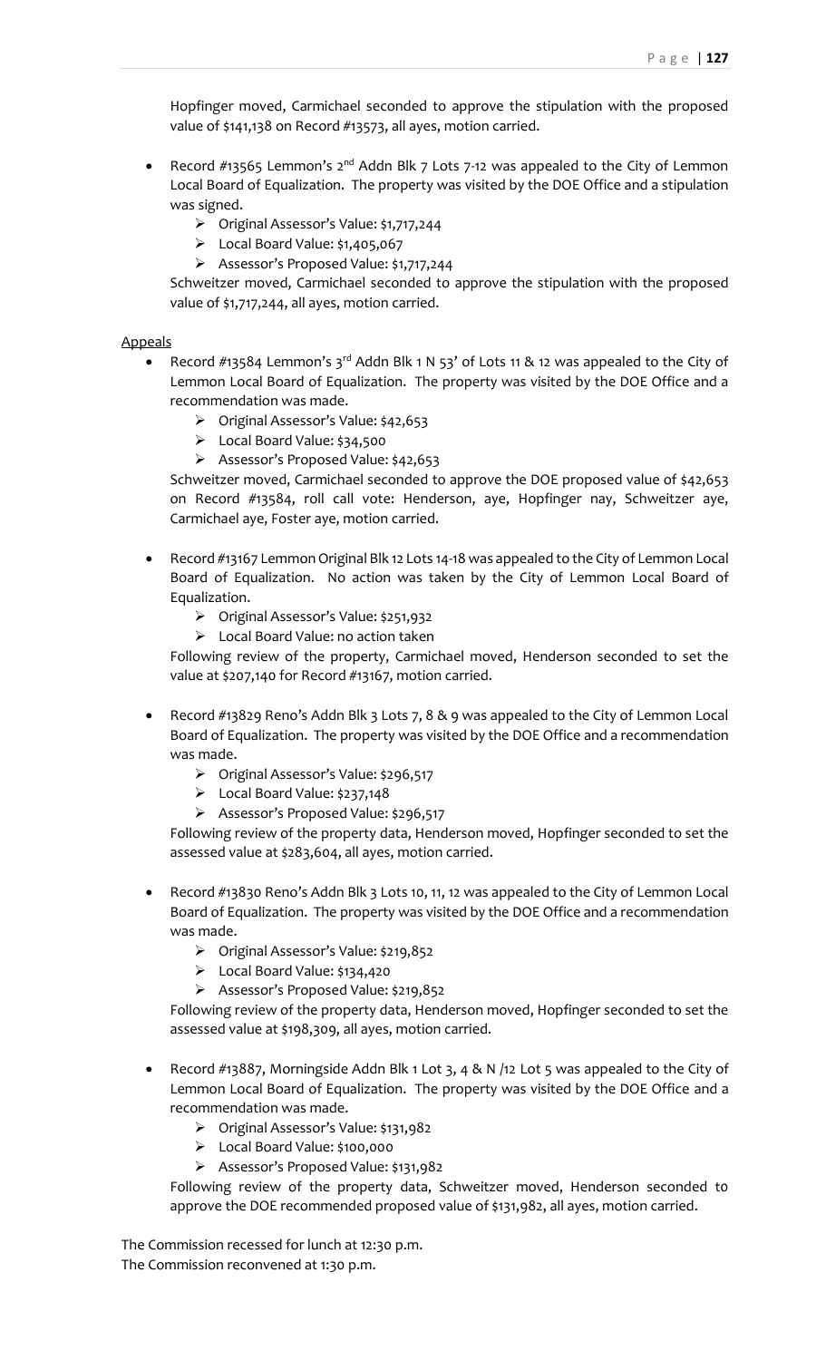Hopfinger moved, Carmichael seconded to approve the stipulation with the proposed value of $141,138 on Record #13573, all ayes, motion carried.

- Record #13565 Lemmon's 2nd Addn Blk 7 Lots 7-12 was appealed to the City of Lemmon Local Board of Equalization. The property was visited by the DOE Office and a stipulation was signed.
    - Original Assessor's Value: $1,717,244
    - Local Board Value: $1,405,067
    - Assessor's Proposed Value: $1,717,244

  Schweitzer moved, Carmichael seconded to approve the stipulation with the proposed value of $1,717,244, all ayes, motion carried.

<u>Appeals</u>

- Record #13584 Lemmon's 3rd Addn Blk 1 N 53' of Lots 11 & 12 was appealed to the City of Lemmon Local Board of Equalization. The property was visited by the DOE Office and a recommendation was made.
    - Original Assessor's Value: $42,653
    - Local Board Value: $34,500
    - Assessor's Proposed Value: $42,653

  Schweitzer moved, Carmichael seconded to approve the DOE proposed value of $42,653 on Record #13584, roll call vote: Henderson, aye, Hopfinger nay, Schweitzer aye, Carmichael aye, Foster aye, motion carried.

- Record #13167 Lemmon Original Blk 12 Lots 14-18 was appealed to the City of Lemmon Local Board of Equalization. No action was taken by the City of Lemmon Local Board of Equalization.
    - Original Assessor's Value: $251,932
    - Local Board Value: no action taken

  Following review of the property, Carmichael moved, Henderson seconded to set the value at $207,140 for Record #13167, motion carried.

- Record #13829 Reno's Addn Blk 3 Lots 7, 8 & 9 was appealed to the City of Lemmon Local Board of Equalization. The property was visited by the DOE Office and a recommendation was made.
    - Original Assessor's Value: $296,517
    - Local Board Value: $237,148
    - Assessor's Proposed Value: $296,517

  Following review of the property data, Henderson moved, Hopfinger seconded to set the assessed value at $283,604, all ayes, motion carried.

- Record #13830 Reno's Addn Blk 3 Lots 10, 11, 12 was appealed to the City of Lemmon Local Board of Equalization. The property was visited by the DOE Office and a recommendation was made.
    - Original Assessor's Value: $219,852
    - Local Board Value: $134,420
    - Assessor's Proposed Value: $219,852

  Following review of the property data, Henderson moved, Hopfinger seconded to set the assessed value at $198,309, all ayes, motion carried.

- Record #13887, Morningside Addn Blk 1 Lot 3, 4 & N /12 Lot 5 was appealed to the City of Lemmon Local Board of Equalization. The property was visited by the DOE Office and a recommendation was made.
    - Original Assessor's Value: $131,982
    - Local Board Value: $100,000
    - Assessor's Proposed Value: $131,982

  Following review of the property data, Schweitzer moved, Henderson seconded to approve the DOE recommended proposed value of $131,982, all ayes, motion carried.

The Commission recessed for lunch at 12:30 p.m.
The Commission reconvened at 1:30 p.m.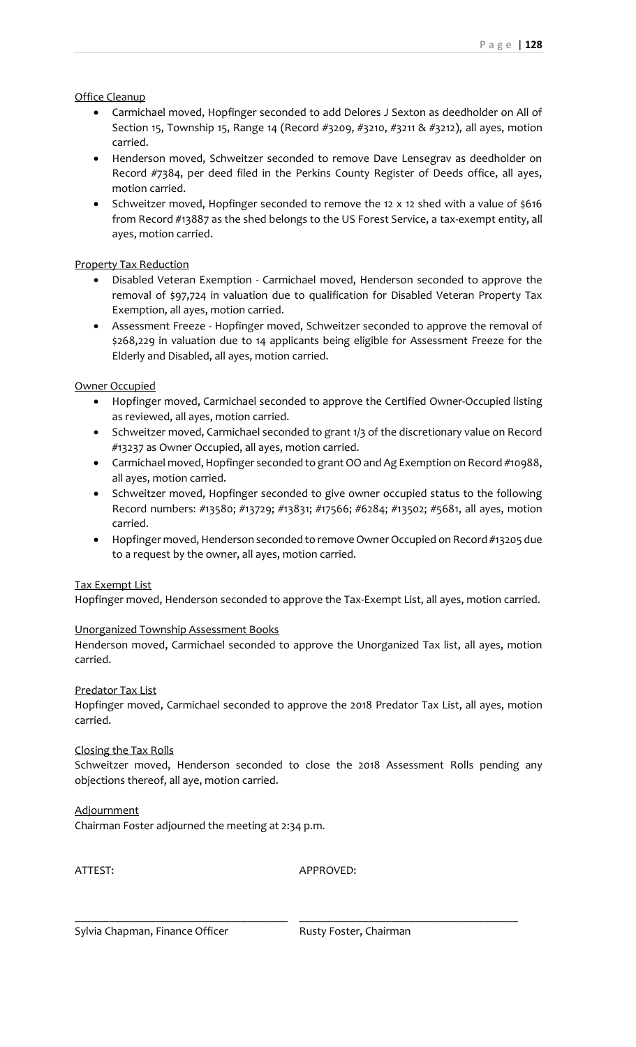Office Cleanup

- Carmichael moved, Hopfinger seconded to add Delores J Sexton as deedholder on All of Section 15, Township 15, Range 14 (Record #3209, #3210, #3211 & #3212), all ayes, motion carried.
- Henderson moved, Schweitzer seconded to remove Dave Lensegrav as deedholder on Record #7384, per deed filed in the Perkins County Register of Deeds office, all ayes, motion carried.
- Schweitzer moved, Hopfinger seconded to remove the 12 x 12 shed with a value of $616 from Record #13887 as the shed belongs to the US Forest Service, a tax-exempt entity, all ayes, motion carried.

Property Tax Reduction

- Disabled Veteran Exemption - Carmichael moved, Henderson seconded to approve the removal of $97,724 in valuation due to qualification for Disabled Veteran Property Tax Exemption, all ayes, motion carried.
- Assessment Freeze - Hopfinger moved, Schweitzer seconded to approve the removal of $268,229 in valuation due to 14 applicants being eligible for Assessment Freeze for the Elderly and Disabled, all ayes, motion carried.

Owner Occupied

- Hopfinger moved, Carmichael seconded to approve the Certified Owner-Occupied listing as reviewed, all ayes, motion carried.
- Schweitzer moved, Carmichael seconded to grant 1/3 of the discretionary value on Record #13237 as Owner Occupied, all ayes, motion carried.
- Carmichael moved, Hopfinger seconded to grant OO and Ag Exemption on Record #10988, all ayes, motion carried.
- Schweitzer moved, Hopfinger seconded to give owner occupied status to the following Record numbers: #13580; #13729; #13831; #17566; #6284; #13502; #5681, all ayes, motion carried.
- Hopfinger moved, Henderson seconded to remove Owner Occupied on Record #13205 due to a request by the owner, all ayes, motion carried.

Tax Exempt List

Hopfinger moved, Henderson seconded to approve the Tax-Exempt List, all ayes, motion carried.

Unorganized Township Assessment Books

Henderson moved, Carmichael seconded to approve the Unorganized Tax list, all ayes, motion carried.

Predator Tax List

Hopfinger moved, Carmichael seconded to approve the 2018 Predator Tax List, all ayes, motion carried.

Closing the Tax Rolls

Schweitzer moved, Henderson seconded to close the 2018 Assessment Rolls pending any objections thereof, all aye, motion carried.

Adjournment

Chairman Foster adjourned the meeting at 2:34 p.m.

ATTEST: APPROVED:

\_\_\_\_\_\_\_\_\_\_\_\_\_\_\_\_\_\_\_\_\_\_\_\_\_\_\_\_\_\_\_\_\_\_\_\_ \_\_\_\_\_\_\_\_\_\_\_\_\_\_\_\_\_\_\_\_\_\_\_\_\_\_\_\_\_\_\_\_\_\_\_\_

Sylvia Chapman, Finance Officer Rusty Foster, Chairman